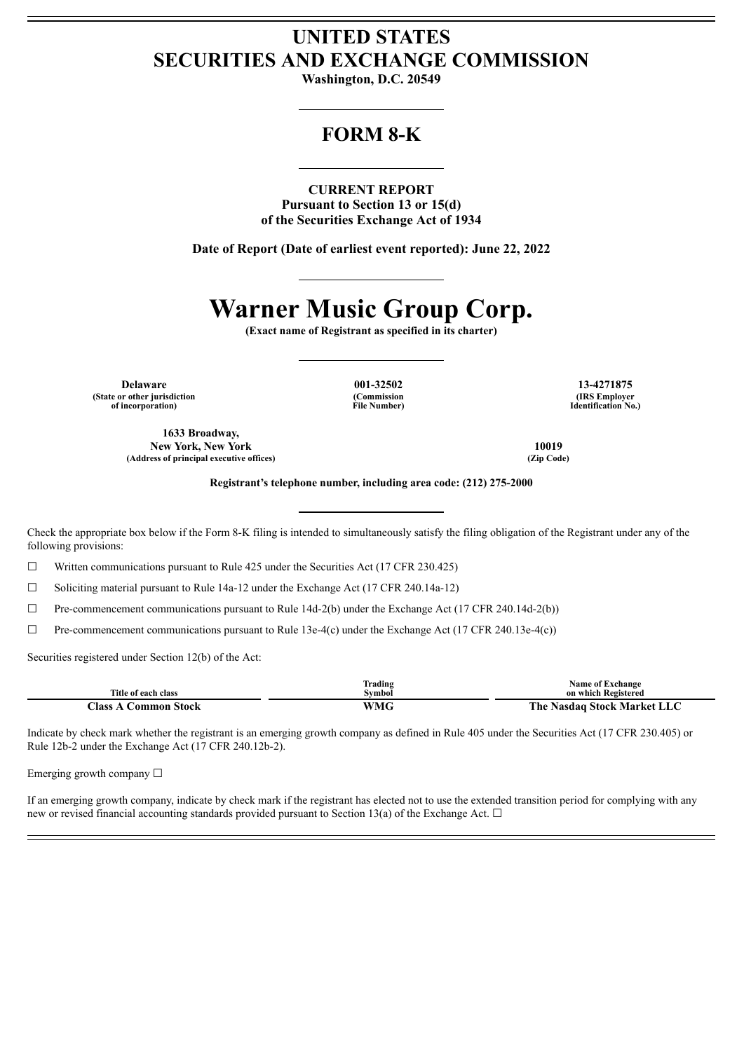# UNITED STATES
# SECURITIES AND EXCHANGE COMMISSION

**Washington, D.C. 20549**

## FORM 8-K

**CURRENT REPORT**
**Pursuant to Section 13 or 15(d)**
**of the Securities Exchange Act of 1934**

**Date of Report (Date of earliest event reported): June 22, 2022**

# Warner Music Group Corp.

**(Exact name of Registrant as specified in its charter)**

| Delaware | 001-32502 | 13-4271875 |
|---|---|---|
| (State or other jurisdiction of incorporation) | (Commission File Number) | (IRS Employer Identification No.) |

| 1633 Broadway, New York, New York | 10019 |
|---|---|
| (Address of principal executive offices) | (Zip Code) |

**Registrant's telephone number, including area code: (212) 275-2000**

Check the appropriate box below if the Form 8-K filing is intended to simultaneously satisfy the filing obligation of the Registrant under any of the following provisions:

☐ Written communications pursuant to Rule 425 under the Securities Act (17 CFR 230.425)

☐ Soliciting material pursuant to Rule 14a-12 under the Exchange Act (17 CFR 240.14a-12)

☐ Pre-commencement communications pursuant to Rule 14d-2(b) under the Exchange Act (17 CFR 240.14d-2(b))

☐ Pre-commencement communications pursuant to Rule 13e-4(c) under the Exchange Act (17 CFR 240.13e-4(c))

Securities registered under Section 12(b) of the Act:

| Title of each class | Trading Symbol | Name of Exchange on which Registered |
|---|---|---|
| **Class A Common Stock** | **WMG** | **The Nasdaq Stock Market LLC** |

Indicate by check mark whether the registrant is an emerging growth company as defined in Rule 405 under the Securities Act (17 CFR 230.405) or Rule 12b-2 under the Exchange Act (17 CFR 240.12b-2).

Emerging growth company ☐

If an emerging growth company, indicate by check mark if the registrant has elected not to use the extended transition period for complying with any new or revised financial accounting standards provided pursuant to Section 13(a) of the Exchange Act. ☐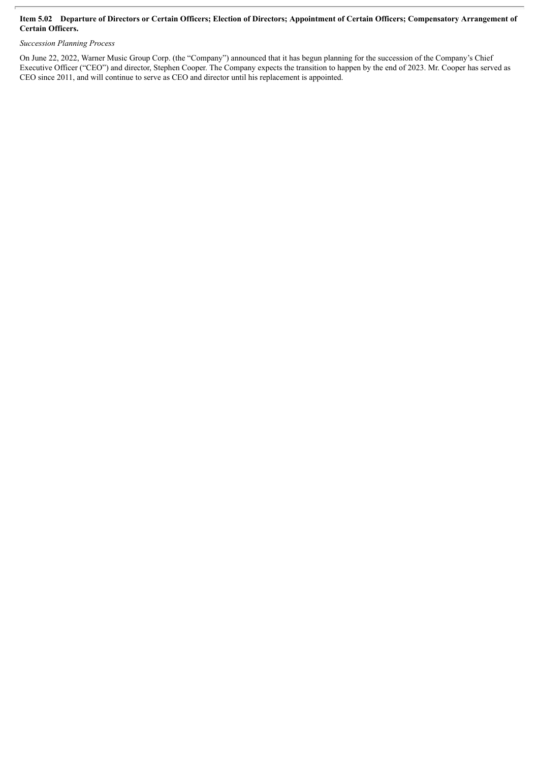**Item 5.02 Departure of Directors or Certain Officers; Election of Directors; Appointment of Certain Officers; Compensatory Arrangement of Certain Officers.**

*Succession Planning Process*

On June 22, 2022, Warner Music Group Corp. (the "Company") announced that it has begun planning for the succession of the Company's Chief Executive Officer ("CEO") and director, Stephen Cooper. The Company expects the transition to happen by the end of 2023. Mr. Cooper has served as CEO since 2011, and will continue to serve as CEO and director until his replacement is appointed.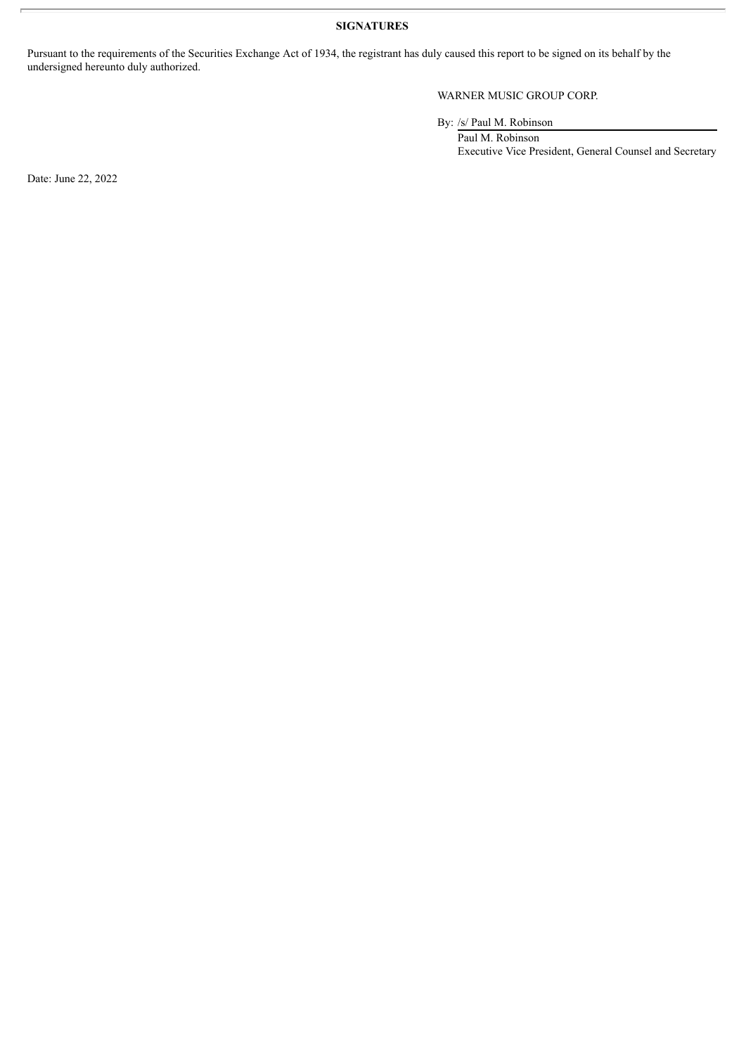**SIGNATURES**

Pursuant to the requirements of the Securities Exchange Act of 1934, the registrant has duly caused this report to be signed on its behalf by the undersigned hereunto duly authorized.

WARNER MUSIC GROUP CORP.

By: /s/ Paul M. Robinson

Paul M. Robinson
Executive Vice President, General Counsel and Secretary

Date: June 22, 2022